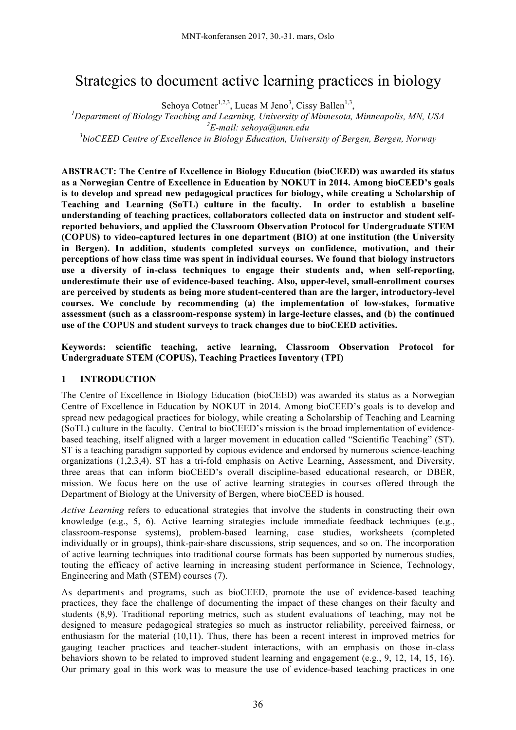# Strategies to document active learning practices in biology

Sehoya Cotner[1,2,3], Lucas M Jeno[3], Cissy Ballen[1,3],

[1]Department of Biology Teaching and Learning, University of Minnesota, Minneapolis, MN, USA

[2]E-mail: sehoya@umn.edu

[3]bioCEED Centre of Excellence in Biology Education, University of Bergen, Bergen, Norway

**ABSTRACT: The Centre of Excellence in Biology Education (bioCEED) was awarded its status as a Norwegian Centre of Excellence in Education by NOKUT in 2014. Among bioCEED's goals is to develop and spread new pedagogical practices for biology, while creating a Scholarship of Teaching and Learning (SoTL) culture in the faculty. In order to establish a baseline understanding of teaching practices, collaborators collected data on instructor and student self-reported behaviors, and applied the Classroom Observation Protocol for Undergraduate STEM (COPUS) to video-captured lectures in one department (BIO) at one institution (the University in Bergen). In addition, students completed surveys on confidence, motivation, and their perceptions of how class time was spent in individual courses. We found that biology instructors use a diversity of in-class techniques to engage their students and, when self-reporting, underestimate their use of evidence-based teaching. Also, upper-level, small-enrollment courses are perceived by students as being more student-centered than are the larger, introductory-level courses. We conclude by recommending (a) the implementation of low-stakes, formative assessment (such as a classroom-response system) in large-lecture classes, and (b) the continued use of the COPUS and student surveys to track changes due to bioCEED activities.**

**Keywords: scientific teaching, active learning, Classroom Observation Protocol for Undergraduate STEM (COPUS), Teaching Practices Inventory (TPI)**

## 1 INTRODUCTION

The Centre of Excellence in Biology Education (bioCEED) was awarded its status as a Norwegian Centre of Excellence in Education by NOKUT in 2014. Among bioCEED's goals is to develop and spread new pedagogical practices for biology, while creating a Scholarship of Teaching and Learning (SoTL) culture in the faculty. Central to bioCEED's mission is the broad implementation of evidence-based teaching, itself aligned with a larger movement in education called "Scientific Teaching" (ST). ST is a teaching paradigm supported by copious evidence and endorsed by numerous science-teaching organizations (1,2,3,4). ST has a tri-fold emphasis on Active Learning, Assessment, and Diversity, three areas that can inform bioCEED's overall discipline-based educational research, or DBER, mission. We focus here on the use of active learning strategies in courses offered through the Department of Biology at the University of Bergen, where bioCEED is housed.

*Active Learning* refers to educational strategies that involve the students in constructing their own knowledge (e.g., 5, 6). Active learning strategies include immediate feedback techniques (e.g., classroom-response systems), problem-based learning, case studies, worksheets (completed individually or in groups), think-pair-share discussions, strip sequences, and so on. The incorporation of active learning techniques into traditional course formats has been supported by numerous studies, touting the efficacy of active learning in increasing student performance in Science, Technology, Engineering and Math (STEM) courses (7).

As departments and programs, such as bioCEED, promote the use of evidence-based teaching practices, they face the challenge of documenting the impact of these changes on their faculty and students (8,9). Traditional reporting metrics, such as student evaluations of teaching, may not be designed to measure pedagogical strategies so much as instructor reliability, perceived fairness, or enthusiasm for the material (10,11). Thus, there has been a recent interest in improved metrics for gauging teacher practices and teacher-student interactions, with an emphasis on those in-class behaviors shown to be related to improved student learning and engagement (e.g., 9, 12, 14, 15, 16). Our primary goal in this work was to measure the use of evidence-based teaching practices in one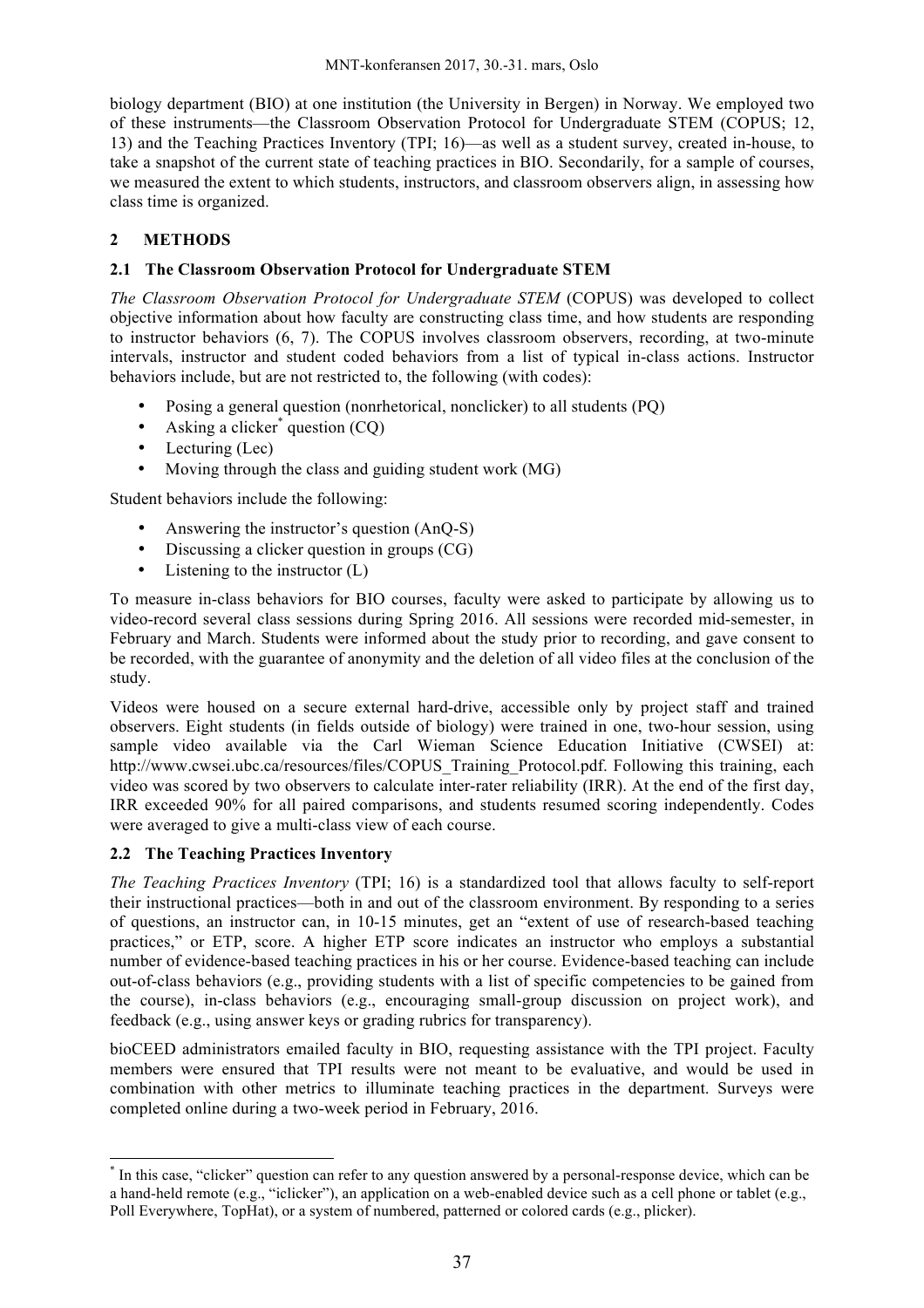biology department (BIO) at one institution (the University in Bergen) in Norway. We employed two of these instruments—the Classroom Observation Protocol for Undergraduate STEM (COPUS; 12, 13) and the Teaching Practices Inventory (TPI; 16)—as well as a student survey, created in-house, to take a snapshot of the current state of teaching practices in BIO. Secondarily, for a sample of courses, we measured the extent to which students, instructors, and classroom observers align, in assessing how class time is organized.

## 2 METHODS

### 2.1 The Classroom Observation Protocol for Undergraduate STEM

*The Classroom Observation Protocol for Undergraduate STEM* (COPUS) was developed to collect objective information about how faculty are constructing class time, and how students are responding to instructor behaviors (6, 7). The COPUS involves classroom observers, recording, at two-minute intervals, instructor and student coded behaviors from a list of typical in-class actions. Instructor behaviors include, but are not restricted to, the following (with codes):

- Posing a general question (nonrhetorical, nonclicker) to all students (PQ)
- Asking a clicker* question (CQ)
- Lecturing (Lec)
- Moving through the class and guiding student work (MG)

Student behaviors include the following:

- Answering the instructor's question (AnQ-S)
- Discussing a clicker question in groups (CG)
- Listening to the instructor (L)

To measure in-class behaviors for BIO courses, faculty were asked to participate by allowing us to video-record several class sessions during Spring 2016. All sessions were recorded mid-semester, in February and March. Students were informed about the study prior to recording, and gave consent to be recorded, with the guarantee of anonymity and the deletion of all video files at the conclusion of the study.

Videos were housed on a secure external hard-drive, accessible only by project staff and trained observers. Eight students (in fields outside of biology) were trained in one, two-hour session, using sample video available via the Carl Wieman Science Education Initiative (CWSEI) at: http://www.cwsei.ubc.ca/resources/files/COPUS_Training_Protocol.pdf. Following this training, each video was scored by two observers to calculate inter-rater reliability (IRR). At the end of the first day, IRR exceeded 90% for all paired comparisons, and students resumed scoring independently. Codes were averaged to give a multi-class view of each course.

### 2.2 The Teaching Practices Inventory

*The Teaching Practices Inventory* (TPI; 16) is a standardized tool that allows faculty to self-report their instructional practices—both in and out of the classroom environment. By responding to a series of questions, an instructor can, in 10-15 minutes, get an "extent of use of research-based teaching practices," or ETP, score. A higher ETP score indicates an instructor who employs a substantial number of evidence-based teaching practices in his or her course. Evidence-based teaching can include out-of-class behaviors (e.g., providing students with a list of specific competencies to be gained from the course), in-class behaviors (e.g., encouraging small-group discussion on project work), and feedback (e.g., using answer keys or grading rubrics for transparency).

bioCEED administrators emailed faculty in BIO, requesting assistance with the TPI project. Faculty members were ensured that TPI results were not meant to be evaluative, and would be used in combination with other metrics to illuminate teaching practices in the department. Surveys were completed online during a two-week period in February, 2016.

---

* In this case, "clicker" question can refer to any question answered by a personal-response device, which can be a hand-held remote (e.g., "iclicker"), an application on a web-enabled device such as a cell phone or tablet (e.g., Poll Everywhere, TopHat), or a system of numbered, patterned or colored cards (e.g., plicker).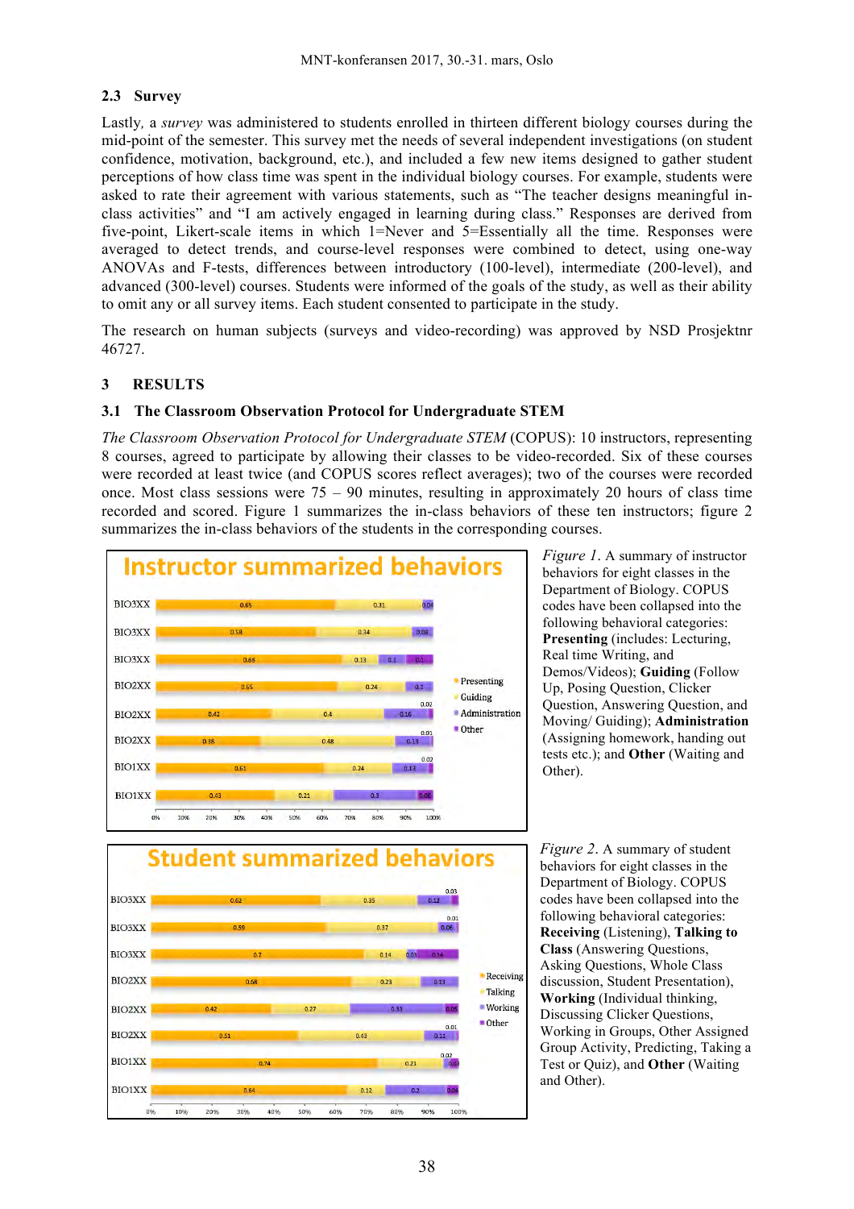## 2.3 Survey

Lastly, a *survey* was administered to students enrolled in thirteen different biology courses during the mid-point of the semester. This survey met the needs of several independent investigations (on student confidence, motivation, background, etc.), and included a few new items designed to gather student perceptions of how class time was spent in the individual biology courses. For example, students were asked to rate their agreement with various statements, such as "The teacher designs meaningful in-class activities" and "I am actively engaged in learning during class." Responses are derived from five-point, Likert-scale items in which 1=Never and 5=Essentially all the time. Responses were averaged to detect trends, and course-level responses were combined to detect, using one-way ANOVAs and F-tests, differences between introductory (100-level), intermediate (200-level), and advanced (300-level) courses. Students were informed of the goals of the study, as well as their ability to omit any or all survey items. Each student consented to participate in the study.

The research on human subjects (surveys and video-recording) was approved by NSD Prosjektnr 46727.

# 3 RESULTS

## 3.1 The Classroom Observation Protocol for Undergraduate STEM

*The Classroom Observation Protocol for Undergraduate STEM* (COPUS): 10 instructors, representing 8 courses, agreed to participate by allowing their classes to be video-recorded. Six of these courses were recorded at least twice (and COPUS scores reflect averages); two of the courses were recorded once. Most class sessions were 75 – 90 minutes, resulting in approximately 20 hours of class time recorded and scored. Figure 1 summarizes the in-class behaviors of these ten instructors; figure 2 summarizes the in-class behaviors of the students in the corresponding courses.

**Instructor summarized behaviors**

| Course | Presenting | Guiding | Administration | Other |
|---|---|---|---|---|
| BIO3XX | 0.65 | 0.31 | 0.04 | |
| BIO3XX | 0.58 | 0.34 | 0.08 | |
| BIO3XX | 0.68 | 0.13 | 0.1 | 0.1 |
| BIO2XX | 0.65 | 0.24 | 0.1 | 0.02 |
| BIO2XX | 0.42 | 0.4 | 0.16 | 0.01 |
| BIO2XX | 0.38 | 0.48 | 0.13 | 0.02 |
| BIO1XX | 0.61 | 0.24 | 0.13 | |
| BIO1XX | 0.43 | 0.21 | 0.3 | 0.06 |

*Figure 1*. A summary of instructor behaviors for eight classes in the Department of Biology. COPUS codes have been collapsed into the following behavioral categories: **Presenting** (includes: Lecturing, Real time Writing, and Demos/Videos); **Guiding** (Follow Up, Posing Question, Clicker Question, Answering Question, and Moving/ Guiding); **Administration** (Assigning homework, handing out tests etc.); and **Other** (Waiting and Other).

**Student summarized behaviors**

| Course | Receiving | Talking | Working | Other |
|---|---|---|---|---|
| BIO3XX | 0.62 | 0.35 | 0.12 | 0.03 |
| BIO3XX | 0.59 | 0.37 | 0.06 | 0.01 |
| BIO3XX | 0.7 | 0.14 | 0.03 | 0.14 |
| BIO2XX | 0.68 | 0.23 | 0.13 | |
| BIO2XX | 0.42 | 0.27 | 0.33 | 0.05 |
| BIO2XX | 0.51 | 0.43 | 0.11 | 0.01 |
| BIO1XX | 0.74 | 0.21 | 0.02 | 0.03 |
| BIO1XX | 0.64 | 0.12 | 0.2 | 0.04 |

*Figure 2*. A summary of student behaviors for eight classes in the Department of Biology. COPUS codes have been collapsed into the following behavioral categories: **Receiving** (Listening), **Talking to Class** (Answering Questions, Asking Questions, Whole Class discussion, Student Presentation), **Working** (Individual thinking, Discussing Clicker Questions, Working in Groups, Other Assigned Group Activity, Predicting, Taking a Test or Quiz), and **Other** (Waiting and Other).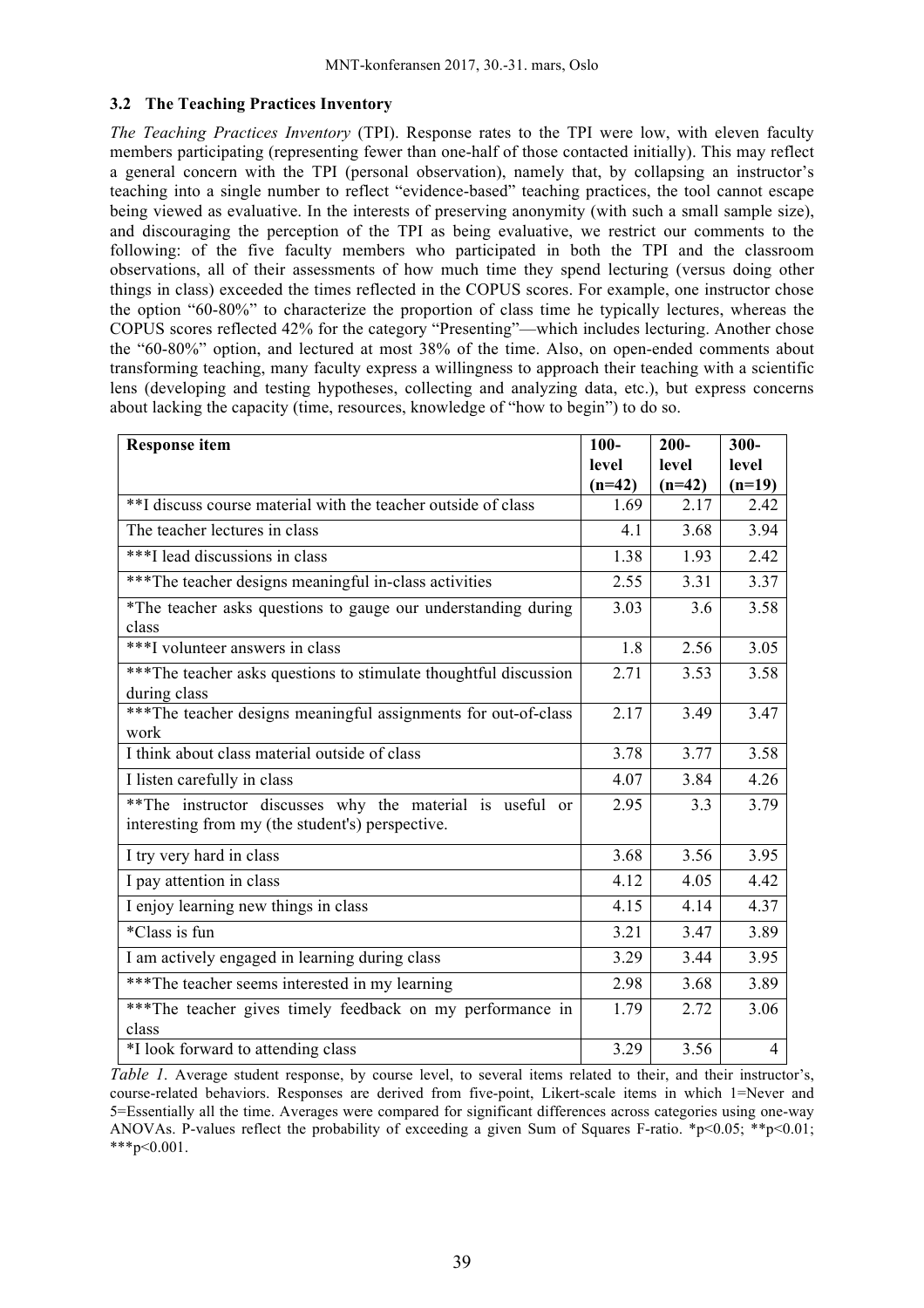### 3.2 The Teaching Practices Inventory

*The Teaching Practices Inventory* (TPI). Response rates to the TPI were low, with eleven faculty members participating (representing fewer than one-half of those contacted initially). This may reflect a general concern with the TPI (personal observation), namely that, by collapsing an instructor's teaching into a single number to reflect "evidence-based" teaching practices, the tool cannot escape being viewed as evaluative. In the interests of preserving anonymity (with such a small sample size), and discouraging the perception of the TPI as being evaluative, we restrict our comments to the following: of the five faculty members who participated in both the TPI and the classroom observations, all of their assessments of how much time they spend lecturing (versus doing other things in class) exceeded the times reflected in the COPUS scores. For example, one instructor chose the option "60-80%" to characterize the proportion of class time he typically lectures, whereas the COPUS scores reflected 42% for the category "Presenting"—which includes lecturing. Another chose the "60-80%" option, and lectured at most 38% of the time. Also, on open-ended comments about transforming teaching, many faculty express a willingness to approach their teaching with a scientific lens (developing and testing hypotheses, collecting and analyzing data, etc.), but express concerns about lacking the capacity (time, resources, knowledge of "how to begin") to do so.

| Response item | 100-level (n=42) | 200-level (n=42) | 300-level (n=19) |
|---|---|---|---|
| **I discuss course material with the teacher outside of class | 1.69 | 2.17 | 2.42 |
| The teacher lectures in class | 4.1 | 3.68 | 3.94 |
| ***I lead discussions in class | 1.38 | 1.93 | 2.42 |
| ***The teacher designs meaningful in-class activities | 2.55 | 3.31 | 3.37 |
| *The teacher asks questions to gauge our understanding during class | 3.03 | 3.6 | 3.58 |
| ***I volunteer answers in class | 1.8 | 2.56 | 3.05 |
| ***The teacher asks questions to stimulate thoughtful discussion during class | 2.71 | 3.53 | 3.58 |
| ***The teacher designs meaningful assignments for out-of-class work | 2.17 | 3.49 | 3.47 |
| I think about class material outside of class | 3.78 | 3.77 | 3.58 |
| I listen carefully in class | 4.07 | 3.84 | 4.26 |
| **The instructor discusses why the material is useful or interesting from my (the student's) perspective. | 2.95 | 3.3 | 3.79 |
| I try very hard in class | 3.68 | 3.56 | 3.95 |
| I pay attention in class | 4.12 | 4.05 | 4.42 |
| I enjoy learning new things in class | 4.15 | 4.14 | 4.37 |
| *Class is fun | 3.21 | 3.47 | 3.89 |
| I am actively engaged in learning during class | 3.29 | 3.44 | 3.95 |
| ***The teacher seems interested in my learning | 2.98 | 3.68 | 3.89 |
| ***The teacher gives timely feedback on my performance in class | 1.79 | 2.72 | 3.06 |
| *I look forward to attending class | 3.29 | 3.56 | 4 |

*Table 1.* Average student response, by course level, to several items related to their, and their instructor's, course-related behaviors. Responses are derived from five-point, Likert-scale items in which 1=Never and 5=Essentially all the time. Averages were compared for significant differences across categories using one-way ANOVAs. P-values reflect the probability of exceeding a given Sum of Squares F-ratio. *$p<0.05$; **$p<0.01$; ***$p<0.001$.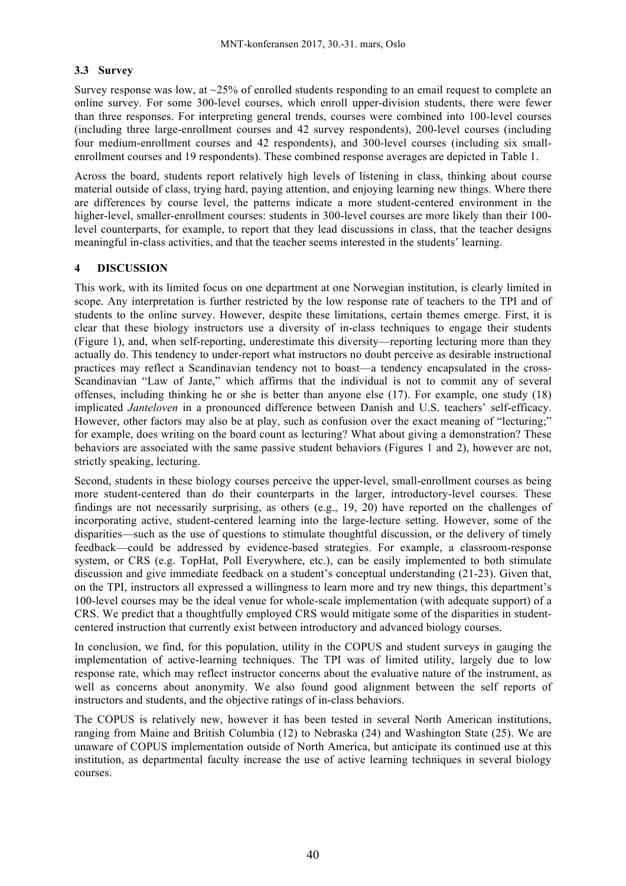### 3.3 Survey

Survey response was low, at ~25% of enrolled students responding to an email request to complete an online survey. For some 300-level courses, which enroll upper-division students, there were fewer than three responses. For interpreting general trends, courses were combined into 100-level courses (including three large-enrollment courses and 42 survey respondents), 200-level courses (including four medium-enrollment courses and 42 respondents), and 300-level courses (including six small-enrollment courses and 19 respondents). These combined response averages are depicted in Table 1.

Across the board, students report relatively high levels of listening in class, thinking about course material outside of class, trying hard, paying attention, and enjoying learning new things. Where there are differences by course level, the patterns indicate a more student-centered environment in the higher-level, smaller-enrollment courses: students in 300-level courses are more likely than their 100-level counterparts, for example, to report that they lead discussions in class, that the teacher designs meaningful in-class activities, and that the teacher seems interested in the students' learning.

## 4 DISCUSSION

This work, with its limited focus on one department at one Norwegian institution, is clearly limited in scope. Any interpretation is further restricted by the low response rate of teachers to the TPI and of students to the online survey. However, despite these limitations, certain themes emerge. First, it is clear that these biology instructors use a diversity of in-class techniques to engage their students (Figure 1), and, when self-reporting, underestimate this diversity—reporting lecturing more than they actually do. This tendency to under-report what instructors no doubt perceive as desirable instructional practices may reflect a Scandinavian tendency not to boast—a tendency encapsulated in the cross-Scandinavian "Law of Jante," which affirms that the individual is not to commit any of several offenses, including thinking he or she is better than anyone else (17). For example, one study (18) implicated *Janteloven* in a pronounced difference between Danish and U.S. teachers' self-efficacy. However, other factors may also be at play, such as confusion over the exact meaning of "lecturing;" for example, does writing on the board count as lecturing? What about giving a demonstration? These behaviors are associated with the same passive student behaviors (Figures 1 and 2), however are not, strictly speaking, lecturing.

Second, students in these biology courses perceive the upper-level, small-enrollment courses as being more student-centered than do their counterparts in the larger, introductory-level courses. These findings are not necessarily surprising, as others (e.g., 19, 20) have reported on the challenges of incorporating active, student-centered learning into the large-lecture setting. However, some of the disparities—such as the use of questions to stimulate thoughtful discussion, or the delivery of timely feedback—could be addressed by evidence-based strategies. For example, a classroom-response system, or CRS (e.g. TopHat, Poll Everywhere, etc.), can be easily implemented to both stimulate discussion and give immediate feedback on a student's conceptual understanding (21-23). Given that, on the TPI, instructors all expressed a willingness to learn more and try new things, this department's 100-level courses may be the ideal venue for whole-scale implementation (with adequate support) of a CRS. We predict that a thoughtfully employed CRS would mitigate some of the disparities in student-centered instruction that currently exist between introductory and advanced biology courses.

In conclusion, we find, for this population, utility in the COPUS and student surveys in gauging the implementation of active-learning techniques. The TPI was of limited utility, largely due to low response rate, which may reflect instructor concerns about the evaluative nature of the instrument, as well as concerns about anonymity. We also found good alignment between the self reports of instructors and students, and the objective ratings of in-class behaviors.

The COPUS is relatively new, however it has been tested in several North American institutions, ranging from Maine and British Columbia (12) to Nebraska (24) and Washington State (25). We are unaware of COPUS implementation outside of North America, but anticipate its continued use at this institution, as departmental faculty increase the use of active learning techniques in several biology courses.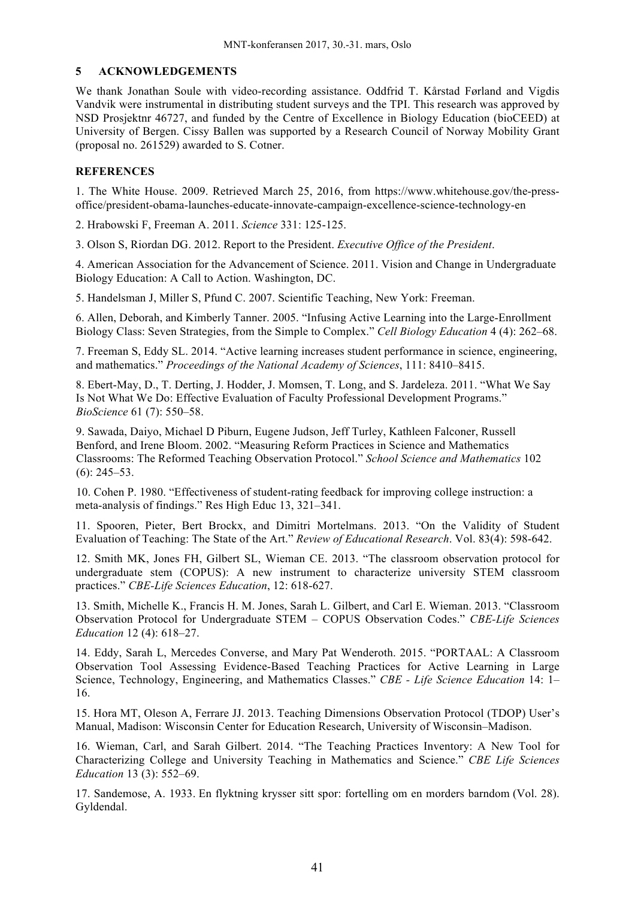## 5 ACKNOWLEDGEMENTS

We thank Jonathan Soule with video-recording assistance. Oddfrid T. Kårstad Førland and Vigdis Vandvik were instrumental in distributing student surveys and the TPI. This research was approved by NSD Prosjektnr 46727, and funded by the Centre of Excellence in Biology Education (bioCEED) at University of Bergen. Cissy Ballen was supported by a Research Council of Norway Mobility Grant (proposal no. 261529) awarded to S. Cotner.

## REFERENCES

1. The White House. 2009. Retrieved March 25, 2016, from https://www.whitehouse.gov/the-press-office/president-obama-launches-educate-innovate-campaign-excellence-science-technology-en

2. Hrabowski F, Freeman A. 2011. *Science* 331: 125-125.

3. Olson S, Riordan DG. 2012. Report to the President. *Executive Office of the President*.

4. American Association for the Advancement of Science. 2011. Vision and Change in Undergraduate Biology Education: A Call to Action. Washington, DC.

5. Handelsman J, Miller S, Pfund C. 2007. Scientific Teaching, New York: Freeman.

6. Allen, Deborah, and Kimberly Tanner. 2005. "Infusing Active Learning into the Large-Enrollment Biology Class: Seven Strategies, from the Simple to Complex." *Cell Biology Education* 4 (4): 262–68.

7. Freeman S, Eddy SL. 2014. "Active learning increases student performance in science, engineering, and mathematics." *Proceedings of the National Academy of Sciences*, 111: 8410–8415.

8. Ebert-May, D., T. Derting, J. Hodder, J. Momsen, T. Long, and S. Jardeleza. 2011. "What We Say Is Not What We Do: Effective Evaluation of Faculty Professional Development Programs." *BioScience* 61 (7): 550–58.

9. Sawada, Daiyo, Michael D Piburn, Eugene Judson, Jeff Turley, Kathleen Falconer, Russell Benford, and Irene Bloom. 2002. "Measuring Reform Practices in Science and Mathematics Classrooms: The Reformed Teaching Observation Protocol." *School Science and Mathematics* 102 (6): 245–53.

10. Cohen P. 1980. "Effectiveness of student-rating feedback for improving college instruction: a meta-analysis of findings." Res High Educ 13, 321–341.

11. Spooren, Pieter, Bert Brockx, and Dimitri Mortelmans. 2013. "On the Validity of Student Evaluation of Teaching: The State of the Art." *Review of Educational Research*. Vol. 83(4): 598-642.

12. Smith MK, Jones FH, Gilbert SL, Wieman CE. 2013. "The classroom observation protocol for undergraduate stem (COPUS): A new instrument to characterize university STEM classroom practices." *CBE-Life Sciences Education*, 12: 618-627.

13. Smith, Michelle K., Francis H. M. Jones, Sarah L. Gilbert, and Carl E. Wieman. 2013. "Classroom Observation Protocol for Undergraduate STEM – COPUS Observation Codes." *CBE-Life Sciences Education* 12 (4): 618–27.

14. Eddy, Sarah L, Mercedes Converse, and Mary Pat Wenderoth. 2015. "PORTAAL: A Classroom Observation Tool Assessing Evidence-Based Teaching Practices for Active Learning in Large Science, Technology, Engineering, and Mathematics Classes." *CBE - Life Science Education* 14: 1–16.

15. Hora MT, Oleson A, Ferrare JJ. 2013. Teaching Dimensions Observation Protocol (TDOP) User's Manual, Madison: Wisconsin Center for Education Research, University of Wisconsin–Madison.

16. Wieman, Carl, and Sarah Gilbert. 2014. "The Teaching Practices Inventory: A New Tool for Characterizing College and University Teaching in Mathematics and Science." *CBE Life Sciences Education* 13 (3): 552–69.

17. Sandemose, A. 1933. En flyktning krysser sitt spor: fortelling om en morders barndom (Vol. 28). Gyldendal.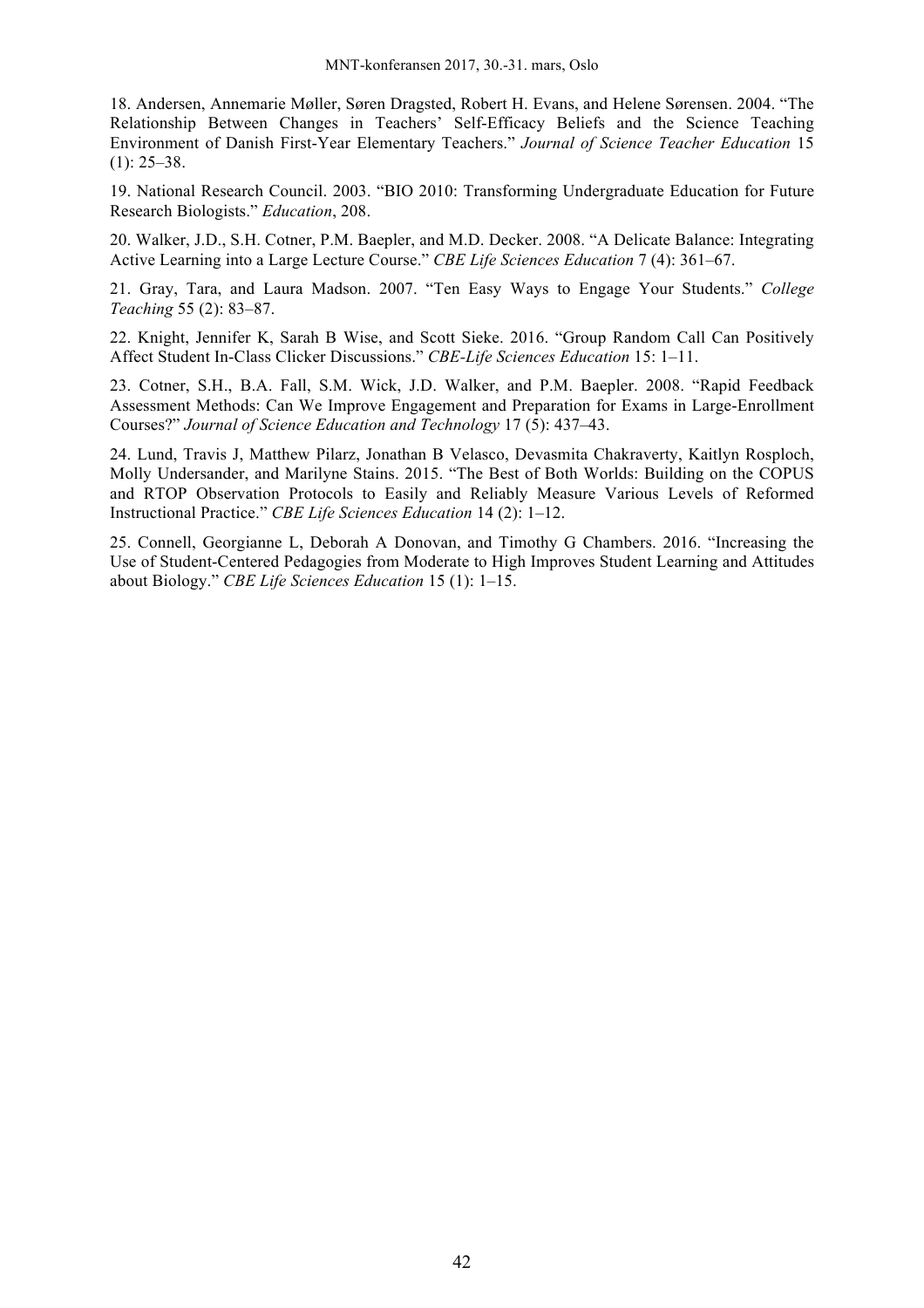18. Andersen, Annemarie Møller, Søren Dragsted, Robert H. Evans, and Helene Sørensen. 2004. "The Relationship Between Changes in Teachers' Self-Efficacy Beliefs and the Science Teaching Environment of Danish First-Year Elementary Teachers." *Journal of Science Teacher Education* 15 (1): 25–38.

19. National Research Council. 2003. "BIO 2010: Transforming Undergraduate Education for Future Research Biologists." *Education*, 208.

20. Walker, J.D., S.H. Cotner, P.M. Baepler, and M.D. Decker. 2008. "A Delicate Balance: Integrating Active Learning into a Large Lecture Course." *CBE Life Sciences Education* 7 (4): 361–67.

21. Gray, Tara, and Laura Madson. 2007. "Ten Easy Ways to Engage Your Students." *College Teaching* 55 (2): 83–87.

22. Knight, Jennifer K, Sarah B Wise, and Scott Sieke. 2016. "Group Random Call Can Positively Affect Student In-Class Clicker Discussions." *CBE-Life Sciences Education* 15: 1–11.

23. Cotner, S.H., B.A. Fall, S.M. Wick, J.D. Walker, and P.M. Baepler. 2008. "Rapid Feedback Assessment Methods: Can We Improve Engagement and Preparation for Exams in Large-Enrollment Courses?" *Journal of Science Education and Technology* 17 (5): 437–43.

24. Lund, Travis J, Matthew Pilarz, Jonathan B Velasco, Devasmita Chakraverty, Kaitlyn Rosploch, Molly Undersander, and Marilyne Stains. 2015. "The Best of Both Worlds: Building on the COPUS and RTOP Observation Protocols to Easily and Reliably Measure Various Levels of Reformed Instructional Practice." *CBE Life Sciences Education* 14 (2): 1–12.

25. Connell, Georgianne L, Deborah A Donovan, and Timothy G Chambers. 2016. "Increasing the Use of Student-Centered Pedagogies from Moderate to High Improves Student Learning and Attitudes about Biology." *CBE Life Sciences Education* 15 (1): 1–15.